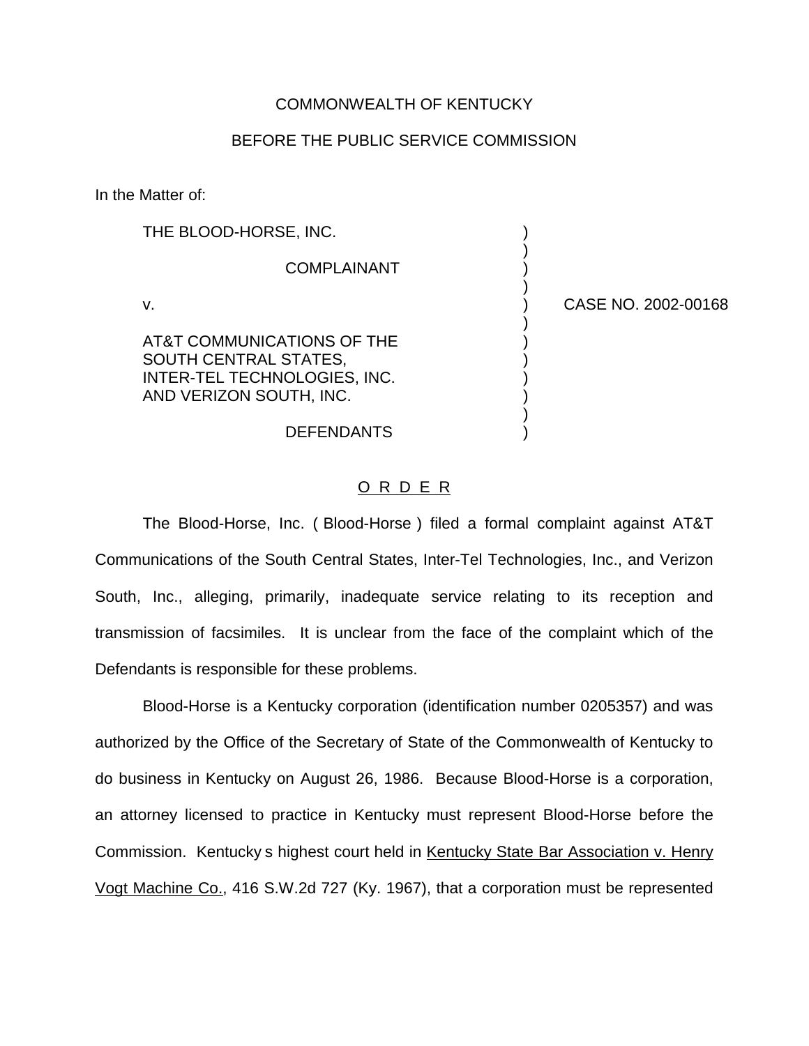COMMONWEALTH OF KENTUCKY

BEFORE THE PUBLIC SERVICE COMMISSION

In the Matter of:

| | | |
|---|---|---|
| THE BLOOD-HORSE, INC. | ) | |
| COMPLAINANT | ) | |
| v. | ) | CASE NO. 2002-00168 |
| AT&T COMMUNICATIONS OF THE SOUTH CENTRAL STATES, INTER-TEL TECHNOLOGIES, INC. AND VERIZON SOUTH, INC. | ) | |
| DEFENDANTS | ) | |

<u>O R D E R</u>

The Blood-Horse, Inc. ( Blood-Horse ) filed a formal complaint against AT&T Communications of the South Central States, Inter-Tel Technologies, Inc., and Verizon South, Inc., alleging, primarily, inadequate service relating to its reception and transmission of facsimiles. It is unclear from the face of the complaint which of the Defendants is responsible for these problems.

Blood-Horse is a Kentucky corporation (identification number 0205357) and was authorized by the Office of the Secretary of State of the Commonwealth of Kentucky to do business in Kentucky on August 26, 1986. Because Blood-Horse is a corporation, an attorney licensed to practice in Kentucky must represent Blood-Horse before the Commission. Kentucky s highest court held in <u>Kentucky State Bar Association v. Henry Vogt Machine Co.</u>, 416 S.W.2d 727 (Ky. 1967), that a corporation must be represented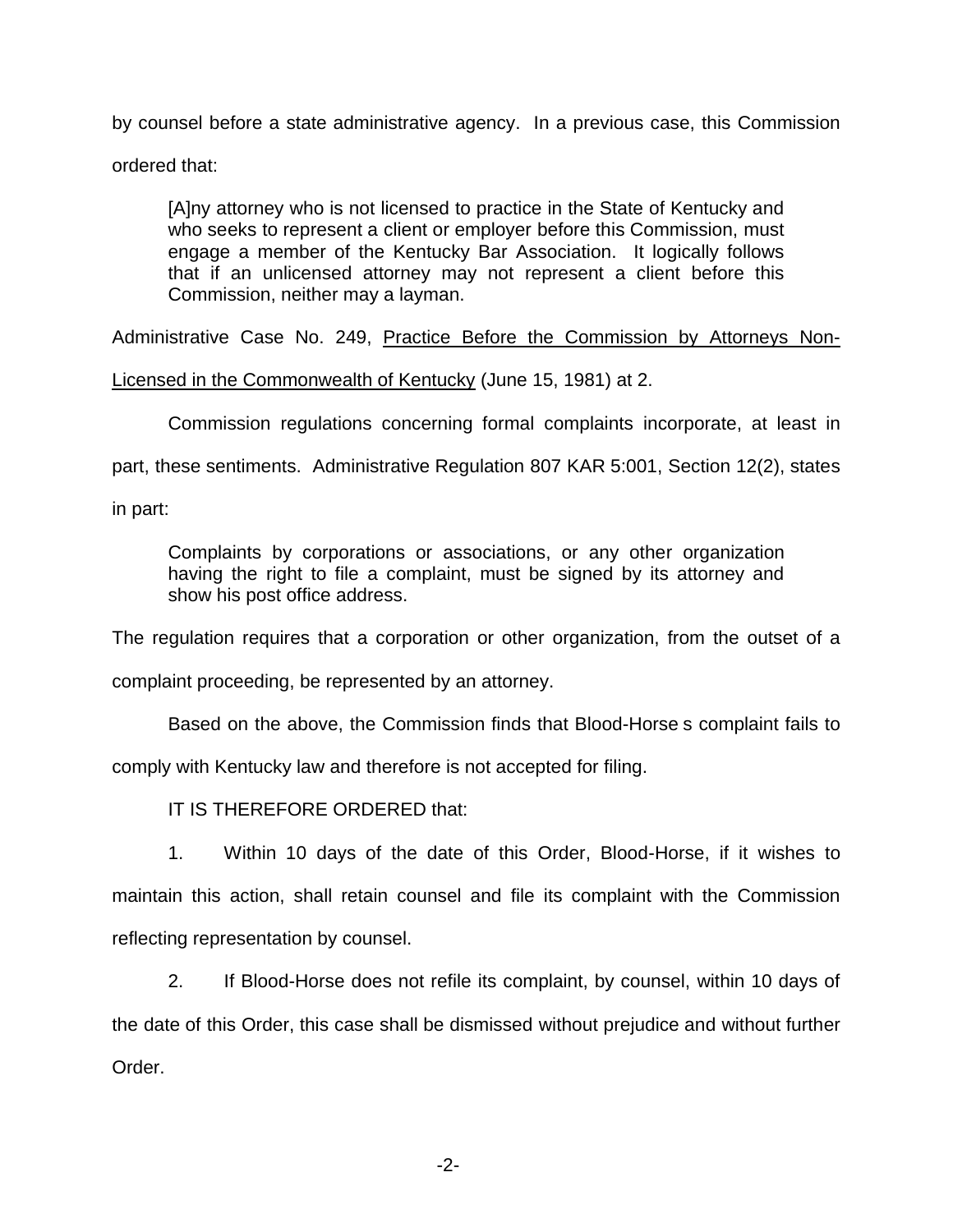by counsel before a state administrative agency. In a previous case, this Commission ordered that:

> [A]ny attorney who is not licensed to practice in the State of Kentucky and who seeks to represent a client or employer before this Commission, must engage a member of the Kentucky Bar Association. It logically follows that if an unlicensed attorney may not represent a client before this Commission, neither may a layman.

Administrative Case No. 249, Practice Before the Commission by Attorneys Non-Licensed in the Commonwealth of Kentucky (June 15, 1981) at 2.

Commission regulations concerning formal complaints incorporate, at least in part, these sentiments. Administrative Regulation 807 KAR 5:001, Section 12(2), states in part:

> Complaints by corporations or associations, or any other organization having the right to file a complaint, must be signed by its attorney and show his post office address.

The regulation requires that a corporation or other organization, from the outset of a complaint proceeding, be represented by an attorney.

Based on the above, the Commission finds that Blood-Horse s complaint fails to comply with Kentucky law and therefore is not accepted for filing.

IT IS THEREFORE ORDERED that:

1. Within 10 days of the date of this Order, Blood-Horse, if it wishes to maintain this action, shall retain counsel and file its complaint with the Commission reflecting representation by counsel.

2. If Blood-Horse does not refile its complaint, by counsel, within 10 days of the date of this Order, this case shall be dismissed without prejudice and without further Order.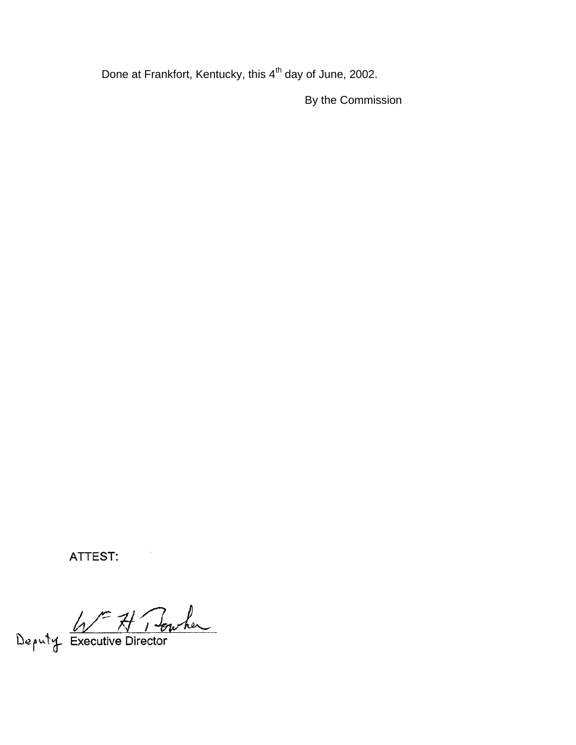Done at Frankfort, Kentucky, this 4th day of June, 2002.

By the Commission

ATTEST:

Deputy Executive Director